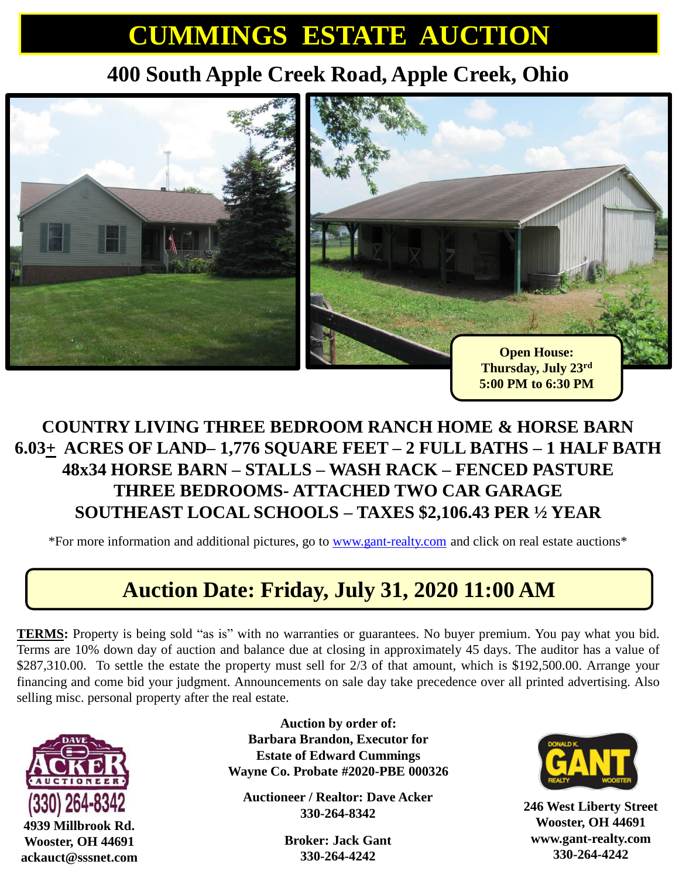# CUMMINGS ESTATE AUCTION

## 400 South Apple Creek Road, Apple Creek, Ohio

**Open House:**
**Thursday, July 23rd**
**5:00 PM to 6:30 PM**

### COUNTRY LIVING THREE BEDROOM RANCH HOME & HORSE BARN
### 6.03± ACRES OF LAND– 1,776 SQUARE FEET – 2 FULL BATHS – 1 HALF BATH
### 48x34 HORSE BARN – STALLS – WASH RACK – FENCED PASTURE
### THREE BEDROOMS- ATTACHED TWO CAR GARAGE
### SOUTHEAST LOCAL SCHOOLS – TAXES $2,106.43 PER ½ YEAR

*For more information and additional pictures, go to www.gant-realty.com and click on real estate auctions*

## Auction Date: Friday, July 31, 2020 11:00 AM

**TERMS:** Property is being sold "as is" with no warranties or guarantees. No buyer premium. You pay what you bid. Terms are 10% down day of auction and balance due at closing in approximately 45 days. The auditor has a value of $287,310.00. To settle the estate the property must sell for 2/3 of that amount, which is $192,500.00. Arrange your financing and come bid your judgment. Announcements on sale day take precedence over all printed advertising. Also selling misc. personal property after the real estate.

DAVE ACKER AUCTIONEER
(330) 264-8342
**4939 Millbrook Rd.**
**Wooster, OH 44691**
**ackauct@sssnet.com**

**Auction by order of:**
**Barbara Brandon, Executor for**
**Estate of Edward Cummings**
**Wayne Co. Probate #2020-PBE 000326**

**Auctioneer / Realtor: Dave Acker**
**330-264-8342**

**Broker: Jack Gant**
**330-264-4242**

DONALD K. GANT REALTY WOOSTER
**246 West Liberty Street**
**Wooster, OH 44691**
**www.gant-realty.com**
**330-264-4242**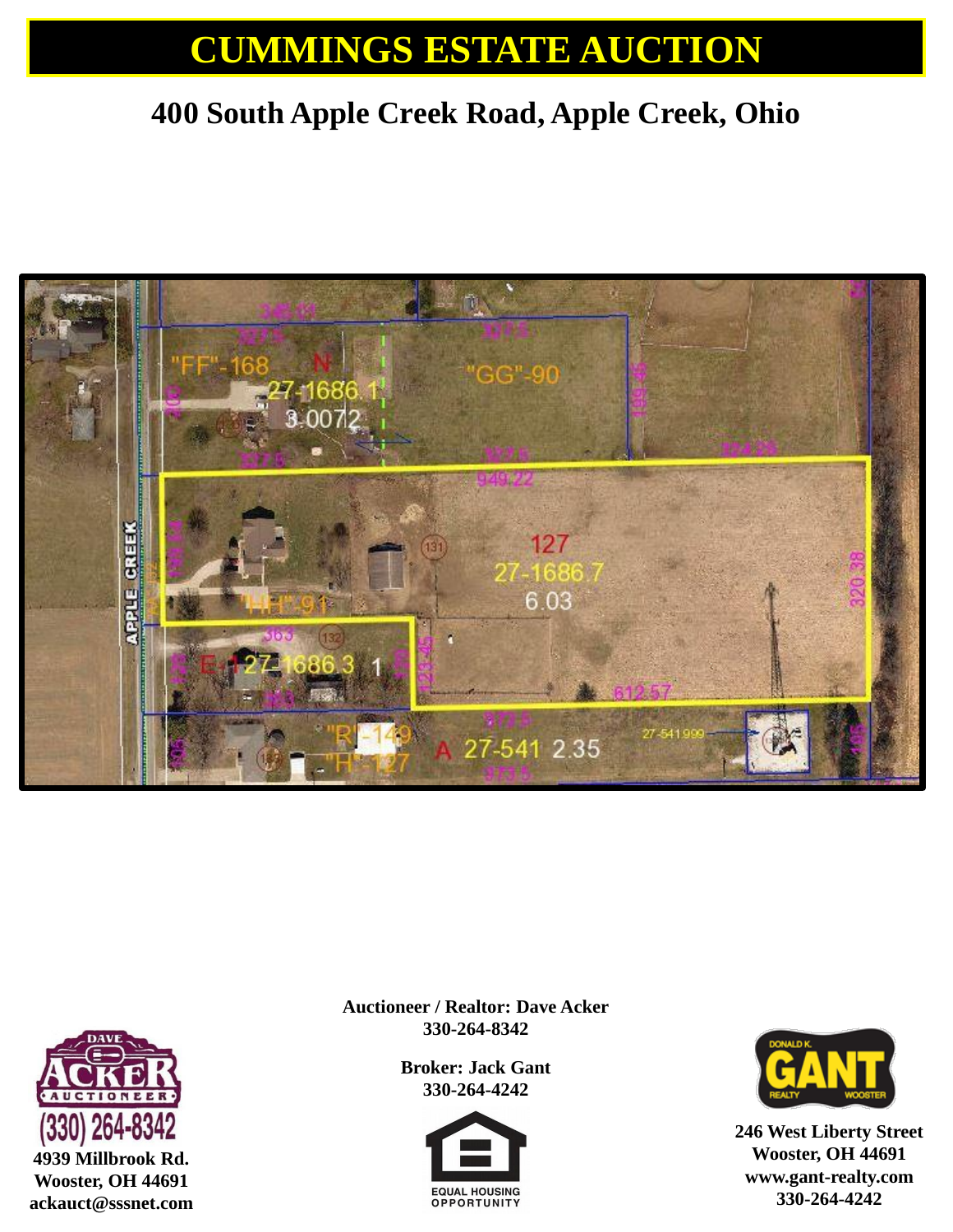# CUMMINGS ESTATE AUCTION

## 400 South Apple Creek Road, Apple Creek, Ohio

Auctioneer / Realtor: Dave Acker
330-264-8342

Broker: Jack Gant
330-264-4242

DAVE ACKER AUCTIONEER
(330) 264-8342
4939 Millbrook Rd.
Wooster, OH 44691
ackauct@sssnet.com

EQUAL HOUSING OPPORTUNITY

DONALD K. GANT REALTY WOOSTER
246 West Liberty Street
Wooster, OH 44691
www.gant-realty.com
330-264-4242